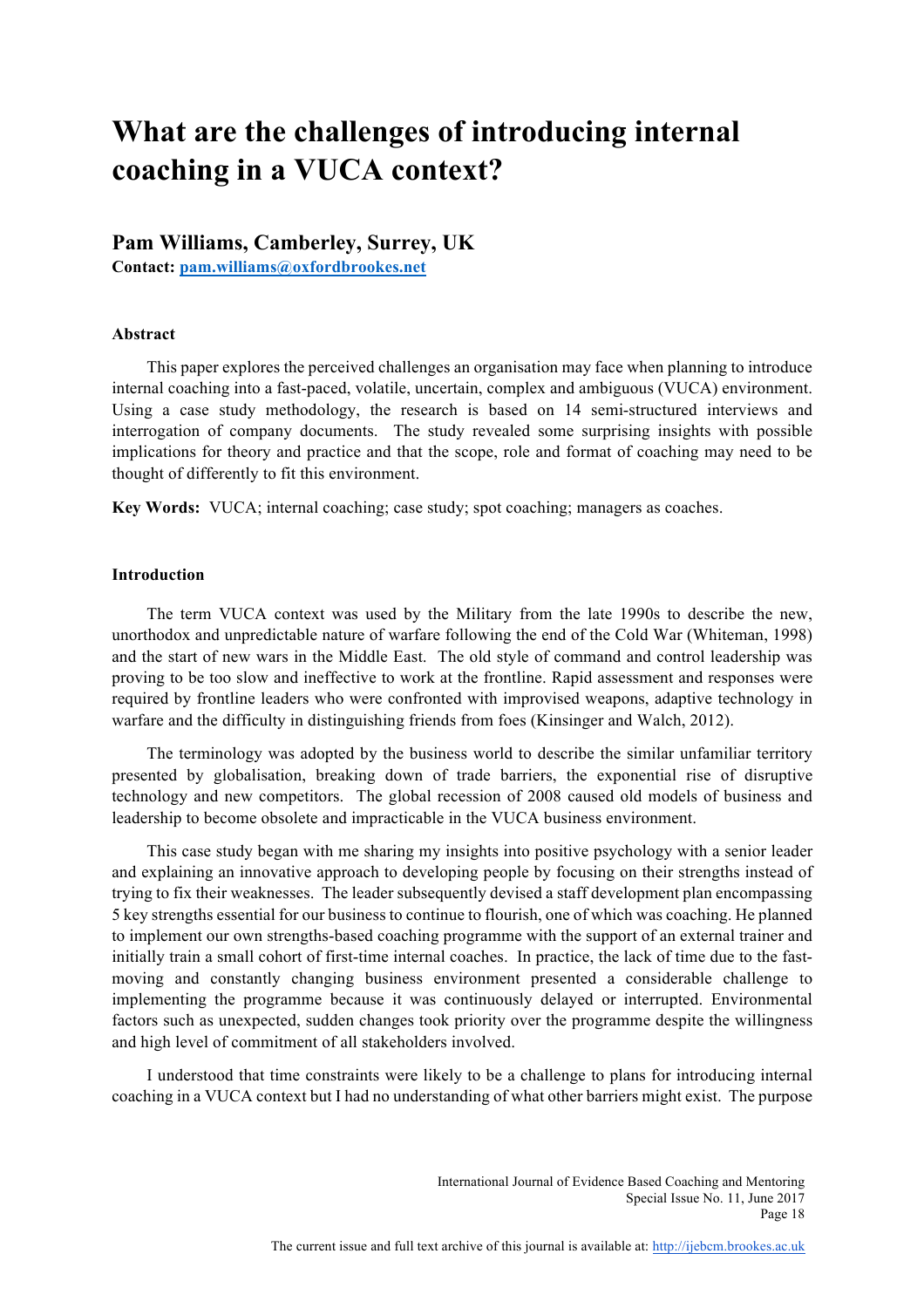# What are the challenges of introducing internal coaching in a VUCA context?

## Pam Williams, Camberley, Surrey, UK

**Contact: pam.williams@oxfordbrookes.net**

### Abstract

This paper explores the perceived challenges an organisation may face when planning to introduce internal coaching into a fast-paced, volatile, uncertain, complex and ambiguous (VUCA) environment. Using a case study methodology, the research is based on 14 semi-structured interviews and interrogation of company documents. The study revealed some surprising insights with possible implications for theory and practice and that the scope, role and format of coaching may need to be thought of differently to fit this environment.

**Key Words:** VUCA; internal coaching; case study; spot coaching; managers as coaches.

### Introduction

The term VUCA context was used by the Military from the late 1990s to describe the new, unorthodox and unpredictable nature of warfare following the end of the Cold War (Whiteman, 1998) and the start of new wars in the Middle East. The old style of command and control leadership was proving to be too slow and ineffective to work at the frontline. Rapid assessment and responses were required by frontline leaders who were confronted with improvised weapons, adaptive technology in warfare and the difficulty in distinguishing friends from foes (Kinsinger and Walch, 2012).

The terminology was adopted by the business world to describe the similar unfamiliar territory presented by globalisation, breaking down of trade barriers, the exponential rise of disruptive technology and new competitors. The global recession of 2008 caused old models of business and leadership to become obsolete and impracticable in the VUCA business environment.

This case study began with me sharing my insights into positive psychology with a senior leader and explaining an innovative approach to developing people by focusing on their strengths instead of trying to fix their weaknesses. The leader subsequently devised a staff development plan encompassing 5 key strengths essential for our business to continue to flourish, one of which was coaching. He planned to implement our own strengths-based coaching programme with the support of an external trainer and initially train a small cohort of first-time internal coaches. In practice, the lack of time due to the fast-moving and constantly changing business environment presented a considerable challenge to implementing the programme because it was continuously delayed or interrupted. Environmental factors such as unexpected, sudden changes took priority over the programme despite the willingness and high level of commitment of all stakeholders involved.

I understood that time constraints were likely to be a challenge to plans for introducing internal coaching in a VUCA context but I had no understanding of what other barriers might exist. The purpose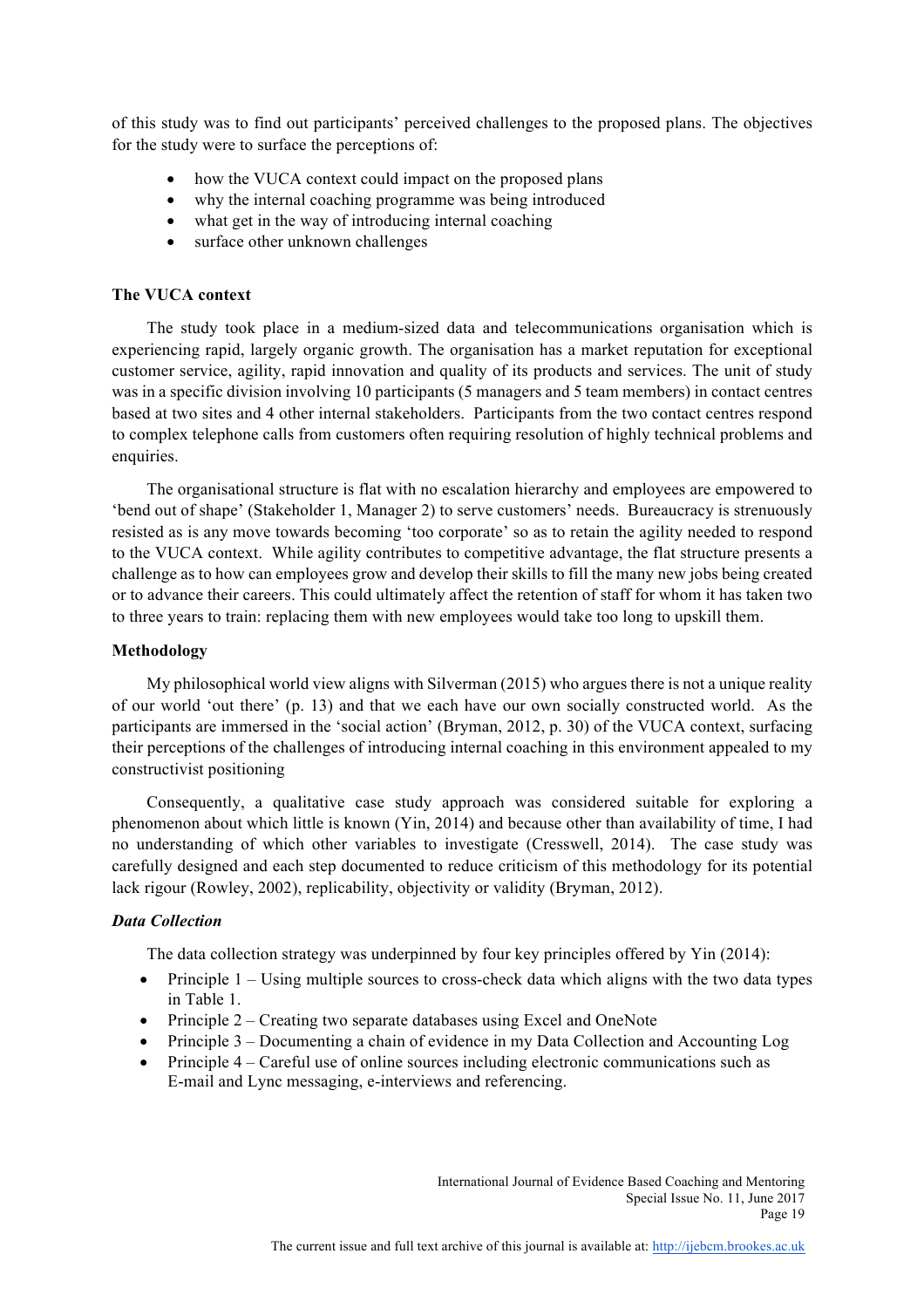of this study was to find out participants' perceived challenges to the proposed plans. The objectives for the study were to surface the perceptions of:

- how the VUCA context could impact on the proposed plans
- why the internal coaching programme was being introduced
- what get in the way of introducing internal coaching
- surface other unknown challenges

**The VUCA context**

The study took place in a medium-sized data and telecommunications organisation which is experiencing rapid, largely organic growth. The organisation has a market reputation for exceptional customer service, agility, rapid innovation and quality of its products and services. The unit of study was in a specific division involving 10 participants (5 managers and 5 team members) in contact centres based at two sites and 4 other internal stakeholders. Participants from the two contact centres respond to complex telephone calls from customers often requiring resolution of highly technical problems and enquiries.

The organisational structure is flat with no escalation hierarchy and employees are empowered to 'bend out of shape' (Stakeholder 1, Manager 2) to serve customers' needs. Bureaucracy is strenuously resisted as is any move towards becoming 'too corporate' so as to retain the agility needed to respond to the VUCA context. While agility contributes to competitive advantage, the flat structure presents a challenge as to how can employees grow and develop their skills to fill the many new jobs being created or to advance their careers. This could ultimately affect the retention of staff for whom it has taken two to three years to train: replacing them with new employees would take too long to upskill them.

**Methodology**

My philosophical world view aligns with Silverman (2015) who argues there is not a unique reality of our world 'out there' (p. 13) and that we each have our own socially constructed world. As the participants are immersed in the 'social action' (Bryman, 2012, p. 30) of the VUCA context, surfacing their perceptions of the challenges of introducing internal coaching in this environment appealed to my constructivist positioning

Consequently, a qualitative case study approach was considered suitable for exploring a phenomenon about which little is known (Yin, 2014) and because other than availability of time, I had no understanding of which other variables to investigate (Cresswell, 2014). The case study was carefully designed and each step documented to reduce criticism of this methodology for its potential lack rigour (Rowley, 2002), replicability, objectivity or validity (Bryman, 2012).

***Data Collection***

The data collection strategy was underpinned by four key principles offered by Yin (2014):

- Principle 1 – Using multiple sources to cross-check data which aligns with the two data types in Table 1.
- Principle 2 – Creating two separate databases using Excel and OneNote
- Principle 3 – Documenting a chain of evidence in my Data Collection and Accounting Log
- Principle 4 – Careful use of online sources including electronic communications such as E-mail and Lync messaging, e-interviews and referencing.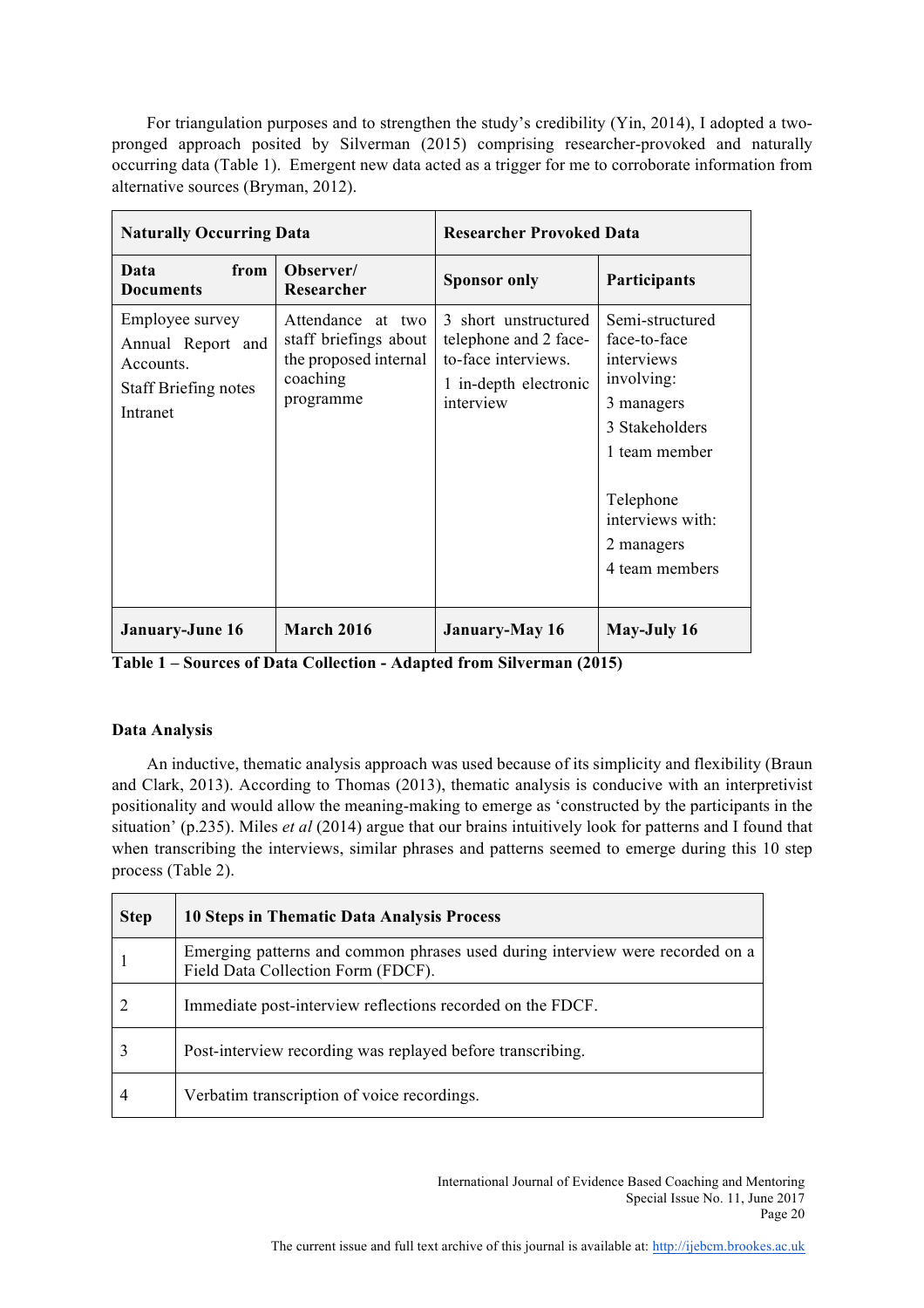For triangulation purposes and to strengthen the study's credibility (Yin, 2014), I adopted a two-pronged approach posited by Silverman (2015) comprising researcher-provoked and naturally occurring data (Table 1). Emergent new data acted as a trigger for me to corroborate information from alternative sources (Bryman, 2012).

| **Naturally Occurring Data** | | **Researcher Provoked Data** | |
|---|---|---|---|
| **Data from Documents** | **Observer/ Researcher** | **Sponsor only** | **Participants** |
| Employee survey<br>Annual Report and Accounts.<br>Staff Briefing notes<br>Intranet | Attendance at two staff briefings about the proposed internal coaching programme | 3 short unstructured telephone and 2 face-to-face interviews.<br>1 in-depth electronic interview | Semi-structured face-to-face interviews involving:<br>3 managers<br>3 Stakeholders<br>1 team member<br><br>Telephone interviews with:<br>2 managers<br>4 team members |
| **January-June 16** | **March 2016** | **January-May 16** | **May-July 16** |

**Table 1 – Sources of Data Collection - Adapted from Silverman (2015)**

**Data Analysis**

An inductive, thematic analysis approach was used because of its simplicity and flexibility (Braun and Clark, 2013). According to Thomas (2013), thematic analysis is conducive with an interpretivist positionality and would allow the meaning-making to emerge as 'constructed by the participants in the situation' (p.235). Miles *et al* (2014) argue that our brains intuitively look for patterns and I found that when transcribing the interviews, similar phrases and patterns seemed to emerge during this 10 step process (Table 2).

| **Step** | **10 Steps in Thematic Data Analysis Process** |
|---|---|
| 1 | Emerging patterns and common phrases used during interview were recorded on a Field Data Collection Form (FDCF). |
| 2 | Immediate post-interview reflections recorded on the FDCF. |
| 3 | Post-interview recording was replayed before transcribing. |
| 4 | Verbatim transcription of voice recordings. |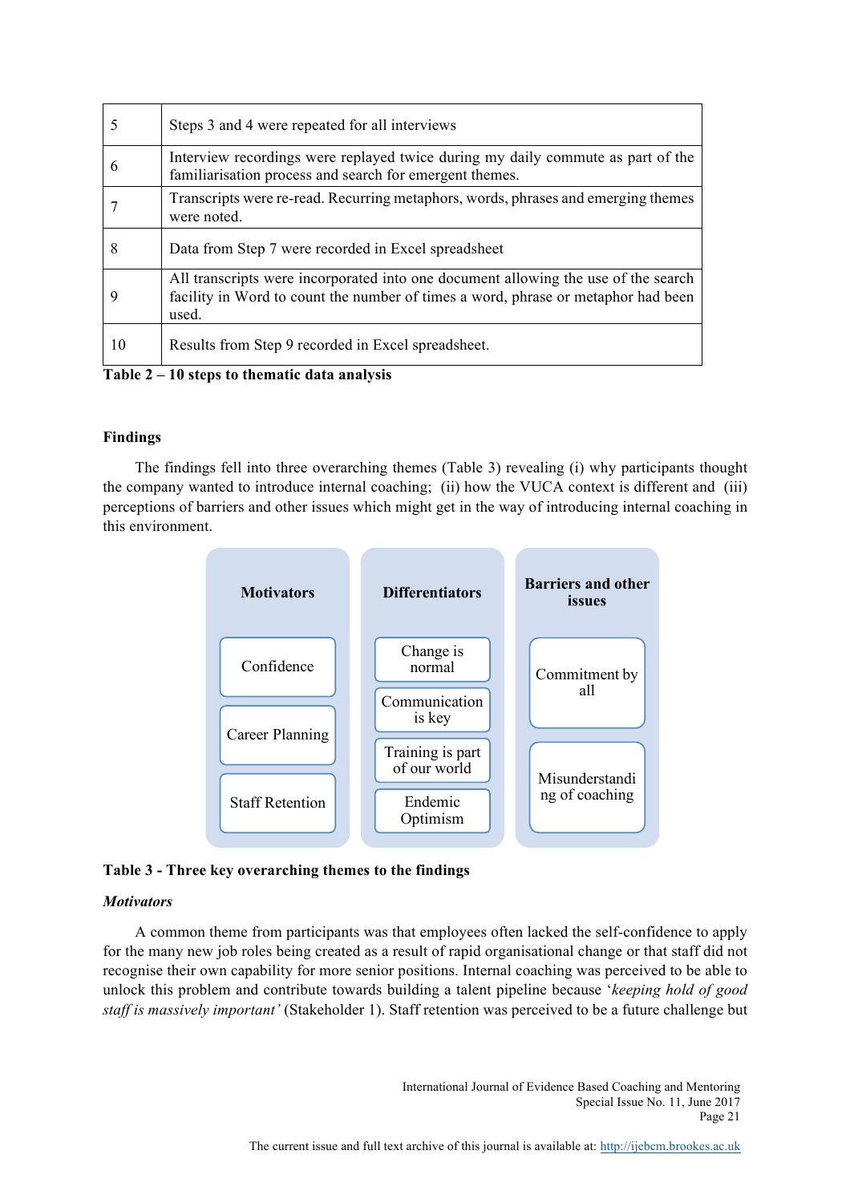| 5 | Steps 3 and 4 were repeated for all interviews |
|---|---|
| 6 | Interview recordings were replayed twice during my daily commute as part of the familiarisation process and search for emergent themes. |
| 7 | Transcripts were re-read. Recurring metaphors, words, phrases and emerging themes were noted. |
| 8 | Data from Step 7 were recorded in Excel spreadsheet |
| 9 | All transcripts were incorporated into one document allowing the use of the search facility in Word to count the number of times a word, phrase or metaphor had been used. |
| 10 | Results from Step 9 recorded in Excel spreadsheet. |

**Table 2 – 10 steps to thematic data analysis**

## Findings

The findings fell into three overarching themes (Table 3) revealing (i) why participants thought the company wanted to introduce internal coaching; (ii) how the VUCA context is different and (iii) perceptions of barriers and other issues which might get in the way of introducing internal coaching in this environment.

| Motivators | Differentiators | Barriers and other issues |
|---|---|---|
| Confidence | Change is normal | Commitment by all |
| Career Planning | Communication is key | Misunderstanding of coaching |
| Staff Retention | Training is part of our world | |
| | Endemic Optimism | |

**Table 3 - Three key overarching themes to the findings**

### *Motivators*

A common theme from participants was that employees often lacked the self-confidence to apply for the many new job roles being created as a result of rapid organisational change or that staff did not recognise their own capability for more senior positions. Internal coaching was perceived to be able to unlock this problem and contribute towards building a talent pipeline because '*keeping hold of good staff is massively important'* (Stakeholder 1). Staff retention was perceived to be a future challenge but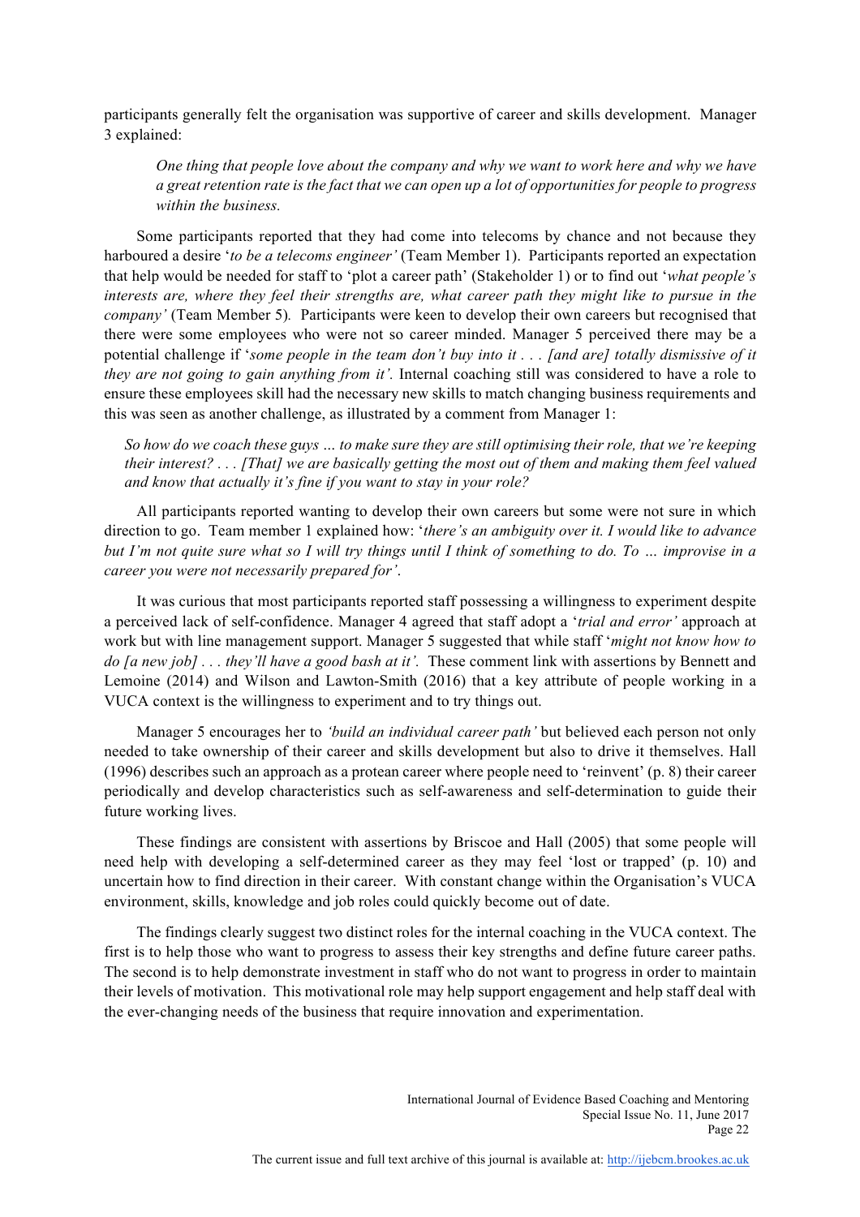participants generally felt the organisation was supportive of career and skills development. Manager 3 explained:

> *One thing that people love about the company and why we want to work here and why we have a great retention rate is the fact that we can open up a lot of opportunities for people to progress within the business.*

Some participants reported that they had come into telecoms by chance and not because they harboured a desire '*to be a telecoms engineer'* (Team Member 1). Participants reported an expectation that help would be needed for staff to 'plot a career path' (Stakeholder 1) or to find out '*what people's interests are, where they feel their strengths are, what career path they might like to pursue in the company'* (Team Member 5)*.* Participants were keen to develop their own careers but recognised that there were some employees who were not so career minded. Manager 5 perceived there may be a potential challenge if '*some people in the team don't buy into it . . . [and are] totally dismissive of it they are not going to gain anything from it'.* Internal coaching still was considered to have a role to ensure these employees skill had the necessary new skills to match changing business requirements and this was seen as another challenge, as illustrated by a comment from Manager 1:

> *So how do we coach these guys … to make sure they are still optimising their role, that we're keeping their interest? . . . [That] we are basically getting the most out of them and making them feel valued and know that actually it's fine if you want to stay in your role?*

All participants reported wanting to develop their own careers but some were not sure in which direction to go. Team member 1 explained how: '*there's an ambiguity over it. I would like to advance but I'm not quite sure what so I will try things until I think of something to do. To … improvise in a career you were not necessarily prepared for'*.

It was curious that most participants reported staff possessing a willingness to experiment despite a perceived lack of self-confidence. Manager 4 agreed that staff adopt a '*trial and error'* approach at work but with line management support. Manager 5 suggested that while staff '*might not know how to do [a new job] . . . they'll have a good bash at it'.* These comment link with assertions by Bennett and Lemoine (2014) and Wilson and Lawton-Smith (2016) that a key attribute of people working in a VUCA context is the willingness to experiment and to try things out.

Manager 5 encourages her to *'build an individual career path'* but believed each person not only needed to take ownership of their career and skills development but also to drive it themselves. Hall (1996) describes such an approach as a protean career where people need to 'reinvent' (p. 8) their career periodically and develop characteristics such as self-awareness and self-determination to guide their future working lives.

These findings are consistent with assertions by Briscoe and Hall (2005) that some people will need help with developing a self-determined career as they may feel 'lost or trapped' (p. 10) and uncertain how to find direction in their career. With constant change within the Organisation's VUCA environment, skills, knowledge and job roles could quickly become out of date.

The findings clearly suggest two distinct roles for the internal coaching in the VUCA context. The first is to help those who want to progress to assess their key strengths and define future career paths. The second is to help demonstrate investment in staff who do not want to progress in order to maintain their levels of motivation. This motivational role may help support engagement and help staff deal with the ever-changing needs of the business that require innovation and experimentation.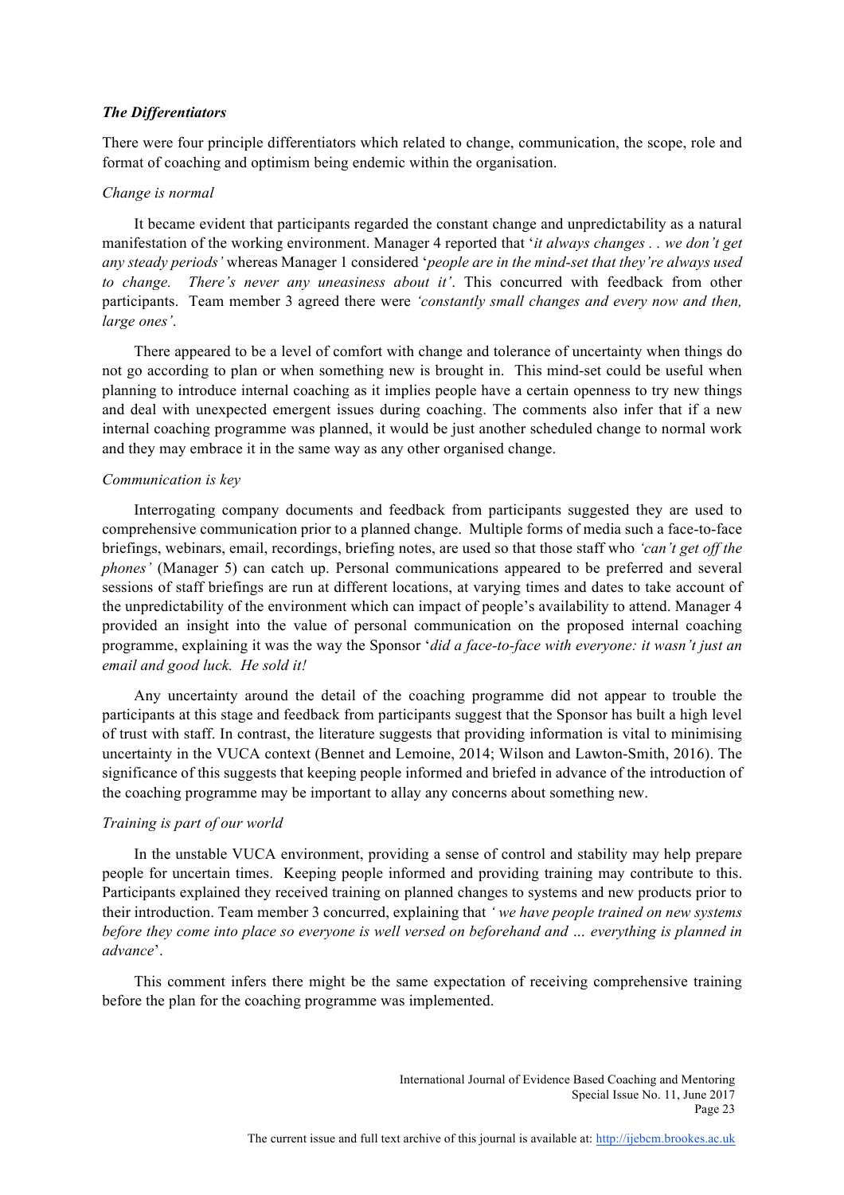### *The Differentiators*

There were four principle differentiators which related to change, communication, the scope, role and format of coaching and optimism being endemic within the organisation.

#### *Change is normal*

It became evident that participants regarded the constant change and unpredictability as a natural manifestation of the working environment. Manager 4 reported that '*it always changes . . we don't get any steady periods'* whereas Manager 1 considered '*people are in the mind-set that they're always used to change. There's never any uneasiness about it'*. This concurred with feedback from other participants. Team member 3 agreed there were *'constantly small changes and every now and then, large ones'*.

There appeared to be a level of comfort with change and tolerance of uncertainty when things do not go according to plan or when something new is brought in. This mind-set could be useful when planning to introduce internal coaching as it implies people have a certain openness to try new things and deal with unexpected emergent issues during coaching. The comments also infer that if a new internal coaching programme was planned, it would be just another scheduled change to normal work and they may embrace it in the same way as any other organised change.

#### *Communication is key*

Interrogating company documents and feedback from participants suggested they are used to comprehensive communication prior to a planned change. Multiple forms of media such a face-to-face briefings, webinars, email, recordings, briefing notes, are used so that those staff who *'can't get off the phones'* (Manager 5) can catch up. Personal communications appeared to be preferred and several sessions of staff briefings are run at different locations, at varying times and dates to take account of the unpredictability of the environment which can impact of people's availability to attend. Manager 4 provided an insight into the value of personal communication on the proposed internal coaching programme, explaining it was the way the Sponsor '*did a face-to-face with everyone: it wasn't just an email and good luck. He sold it!*

Any uncertainty around the detail of the coaching programme did not appear to trouble the participants at this stage and feedback from participants suggest that the Sponsor has built a high level of trust with staff. In contrast, the literature suggests that providing information is vital to minimising uncertainty in the VUCA context (Bennet and Lemoine, 2014; Wilson and Lawton-Smith, 2016). The significance of this suggests that keeping people informed and briefed in advance of the introduction of the coaching programme may be important to allay any concerns about something new.

#### *Training is part of our world*

In the unstable VUCA environment, providing a sense of control and stability may help prepare people for uncertain times. Keeping people informed and providing training may contribute to this. Participants explained they received training on planned changes to systems and new products prior to their introduction. Team member 3 concurred, explaining that *' we have people trained on new systems before they come into place so everyone is well versed on beforehand and … everything is planned in advance*'.

This comment infers there might be the same expectation of receiving comprehensive training before the plan for the coaching programme was implemented.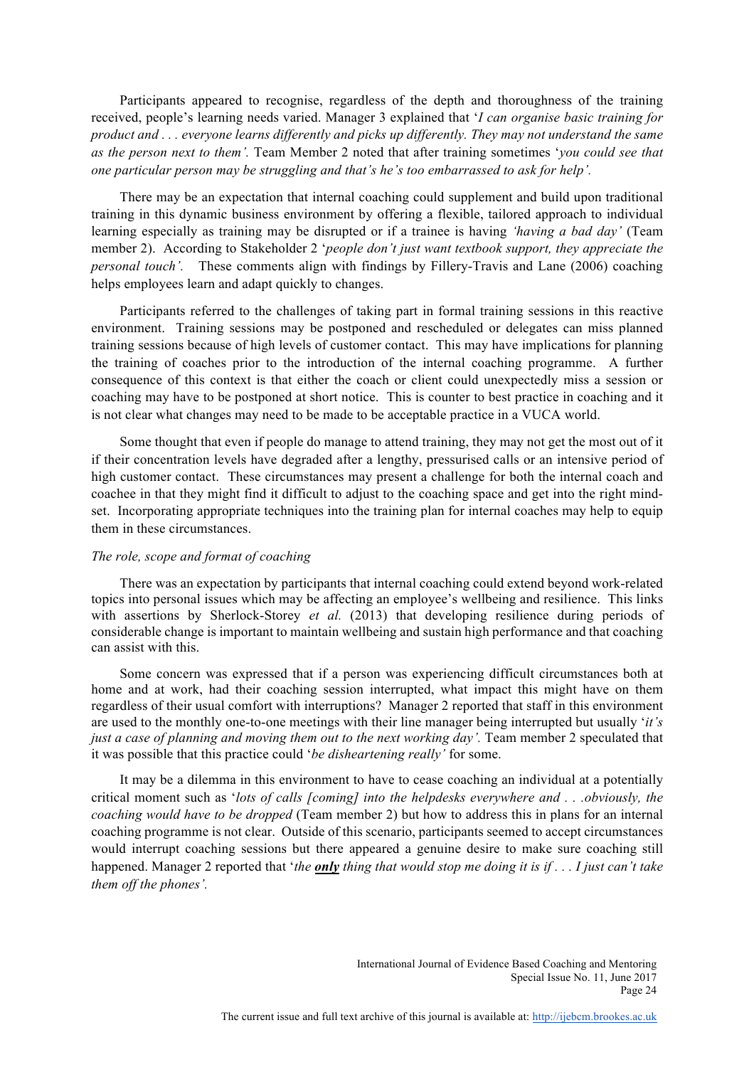Participants appeared to recognise, regardless of the depth and thoroughness of the training received, people's learning needs varied. Manager 3 explained that '*I can organise basic training for product and . . . everyone learns differently and picks up differently. They may not understand the same as the person next to them'.* Team Member 2 noted that after training sometimes '*you could see that one particular person may be struggling and that's he's too embarrassed to ask for help'.*

There may be an expectation that internal coaching could supplement and build upon traditional training in this dynamic business environment by offering a flexible, tailored approach to individual learning especially as training may be disrupted or if a trainee is having *'having a bad day'* (Team member 2). According to Stakeholder 2 '*people don't just want textbook support, they appreciate the personal touch'.* These comments align with findings by Fillery-Travis and Lane (2006) coaching helps employees learn and adapt quickly to changes.

Participants referred to the challenges of taking part in formal training sessions in this reactive environment. Training sessions may be postponed and rescheduled or delegates can miss planned training sessions because of high levels of customer contact. This may have implications for planning the training of coaches prior to the introduction of the internal coaching programme. A further consequence of this context is that either the coach or client could unexpectedly miss a session or coaching may have to be postponed at short notice. This is counter to best practice in coaching and it is not clear what changes may need to be made to be acceptable practice in a VUCA world.

Some thought that even if people do manage to attend training, they may not get the most out of it if their concentration levels have degraded after a lengthy, pressurised calls or an intensive period of high customer contact. These circumstances may present a challenge for both the internal coach and coachee in that they might find it difficult to adjust to the coaching space and get into the right mind-set. Incorporating appropriate techniques into the training plan for internal coaches may help to equip them in these circumstances.

*The role, scope and format of coaching*

There was an expectation by participants that internal coaching could extend beyond work-related topics into personal issues which may be affecting an employee's wellbeing and resilience. This links with assertions by Sherlock-Storey *et al.* (2013) that developing resilience during periods of considerable change is important to maintain wellbeing and sustain high performance and that coaching can assist with this.

Some concern was expressed that if a person was experiencing difficult circumstances both at home and at work, had their coaching session interrupted, what impact this might have on them regardless of their usual comfort with interruptions? Manager 2 reported that staff in this environment are used to the monthly one-to-one meetings with their line manager being interrupted but usually '*it's just a case of planning and moving them out to the next working day'.* Team member 2 speculated that it was possible that this practice could '*be disheartening really'* for some.

It may be a dilemma in this environment to have to cease coaching an individual at a potentially critical moment such as '*lots of calls [coming] into the helpdesks everywhere and . . .obviously, the coaching would have to be dropped* (Team member 2) but how to address this in plans for an internal coaching programme is not clear. Outside of this scenario, participants seemed to accept circumstances would interrupt coaching sessions but there appeared a genuine desire to make sure coaching still happened. Manager 2 reported that '*the* ***only*** *thing that would stop me doing it is if . . . I just can't take them off the phones'.*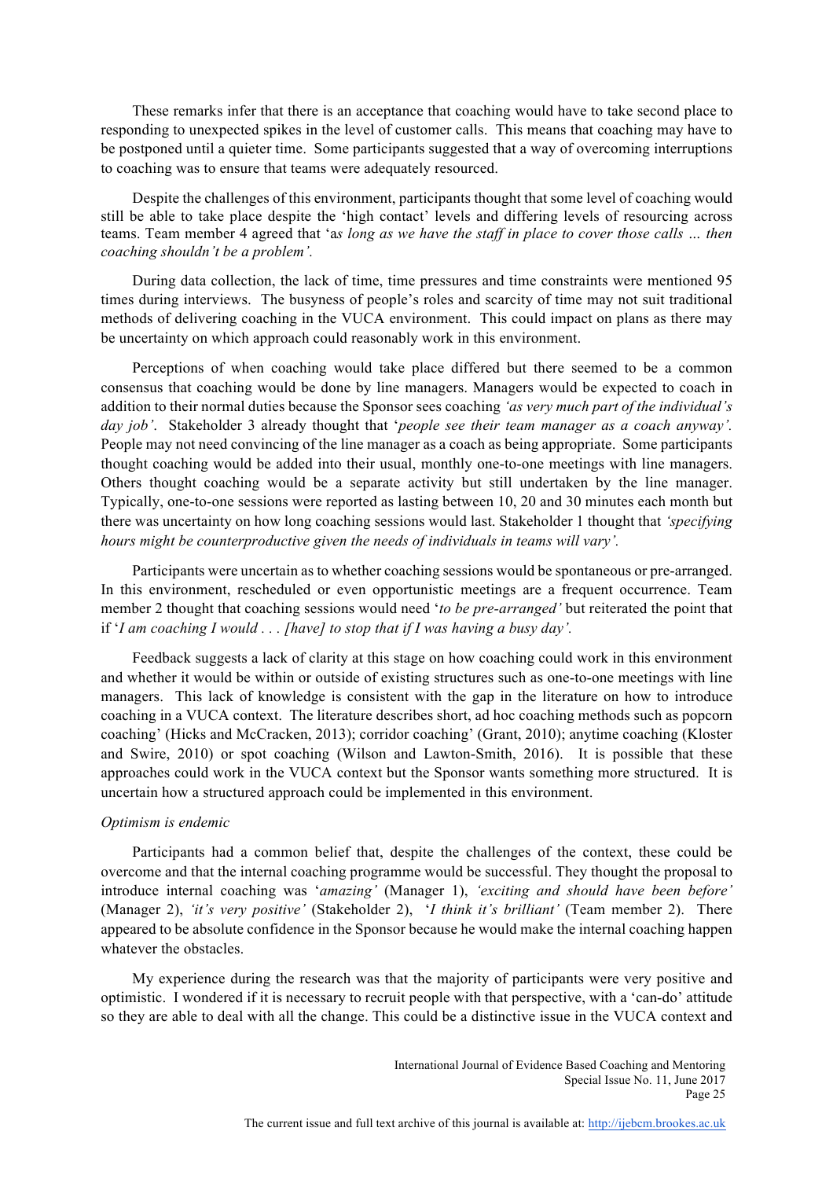These remarks infer that there is an acceptance that coaching would have to take second place to responding to unexpected spikes in the level of customer calls. This means that coaching may have to be postponed until a quieter time. Some participants suggested that a way of overcoming interruptions to coaching was to ensure that teams were adequately resourced.

Despite the challenges of this environment, participants thought that some level of coaching would still be able to take place despite the 'high contact' levels and differing levels of resourcing across teams. Team member 4 agreed that '*as long as we have the staff in place to cover those calls … then coaching shouldn't be a problem'.*

During data collection, the lack of time, time pressures and time constraints were mentioned 95 times during interviews. The busyness of people's roles and scarcity of time may not suit traditional methods of delivering coaching in the VUCA environment. This could impact on plans as there may be uncertainty on which approach could reasonably work in this environment.

Perceptions of when coaching would take place differed but there seemed to be a common consensus that coaching would be done by line managers. Managers would be expected to coach in addition to their normal duties because the Sponsor sees coaching *'as very much part of the individual's day job'*. Stakeholder 3 already thought that '*people see their team manager as a coach anyway'.* People may not need convincing of the line manager as a coach as being appropriate. Some participants thought coaching would be added into their usual, monthly one-to-one meetings with line managers. Others thought coaching would be a separate activity but still undertaken by the line manager. Typically, one-to-one sessions were reported as lasting between 10, 20 and 30 minutes each month but there was uncertainty on how long coaching sessions would last. Stakeholder 1 thought that *'specifying hours might be counterproductive given the needs of individuals in teams will vary'.*

Participants were uncertain as to whether coaching sessions would be spontaneous or pre-arranged. In this environment, rescheduled or even opportunistic meetings are a frequent occurrence. Team member 2 thought that coaching sessions would need '*to be pre-arranged'* but reiterated the point that if '*I am coaching I would . . . [have] to stop that if I was having a busy day'.*

Feedback suggests a lack of clarity at this stage on how coaching could work in this environment and whether it would be within or outside of existing structures such as one-to-one meetings with line managers. This lack of knowledge is consistent with the gap in the literature on how to introduce coaching in a VUCA context. The literature describes short, ad hoc coaching methods such as popcorn coaching' (Hicks and McCracken, 2013); corridor coaching' (Grant, 2010); anytime coaching (Kloster and Swire, 2010) or spot coaching (Wilson and Lawton-Smith, 2016). It is possible that these approaches could work in the VUCA context but the Sponsor wants something more structured. It is uncertain how a structured approach could be implemented in this environment.

*Optimism is endemic*

Participants had a common belief that, despite the challenges of the context, these could be overcome and that the internal coaching programme would be successful. They thought the proposal to introduce internal coaching was '*amazing'* (Manager 1), *'exciting and should have been before'* (Manager 2), *'it's very positive'* (Stakeholder 2), '*I think it's brilliant'* (Team member 2). There appeared to be absolute confidence in the Sponsor because he would make the internal coaching happen whatever the obstacles.

My experience during the research was that the majority of participants were very positive and optimistic. I wondered if it is necessary to recruit people with that perspective, with a 'can-do' attitude so they are able to deal with all the change. This could be a distinctive issue in the VUCA context and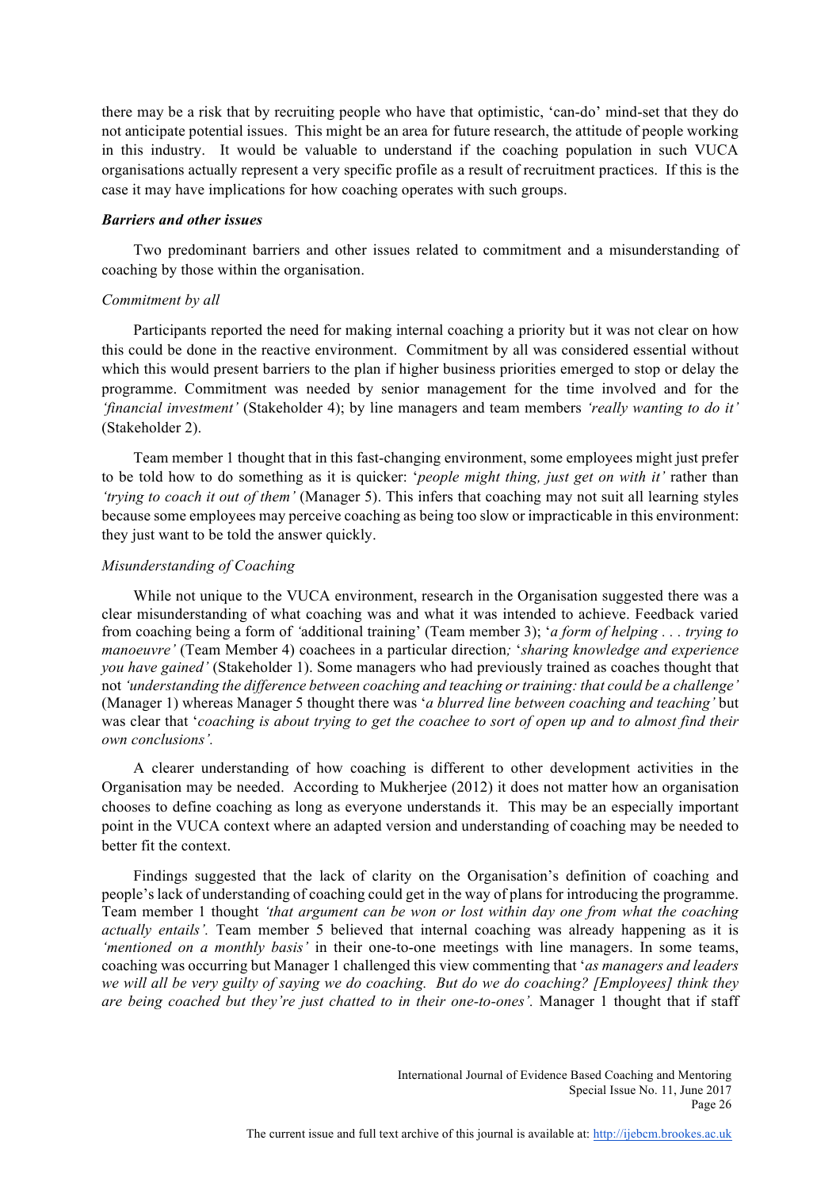there may be a risk that by recruiting people who have that optimistic, 'can-do' mind-set that they do not anticipate potential issues. This might be an area for future research, the attitude of people working in this industry. It would be valuable to understand if the coaching population in such VUCA organisations actually represent a very specific profile as a result of recruitment practices. If this is the case it may have implications for how coaching operates with such groups.

### *Barriers and other issues*

Two predominant barriers and other issues related to commitment and a misunderstanding of coaching by those within the organisation.

#### *Commitment by all*

Participants reported the need for making internal coaching a priority but it was not clear on how this could be done in the reactive environment. Commitment by all was considered essential without which this would present barriers to the plan if higher business priorities emerged to stop or delay the programme. Commitment was needed by senior management for the time involved and for the *'financial investment'* (Stakeholder 4); by line managers and team members *'really wanting to do it'* (Stakeholder 2).

Team member 1 thought that in this fast-changing environment, some employees might just prefer to be told how to do something as it is quicker: '*people might thing, just get on with it'* rather than *'trying to coach it out of them'* (Manager 5). This infers that coaching may not suit all learning styles because some employees may perceive coaching as being too slow or impracticable in this environment: they just want to be told the answer quickly.

#### *Misunderstanding of Coaching*

While not unique to the VUCA environment, research in the Organisation suggested there was a clear misunderstanding of what coaching was and what it was intended to achieve. Feedback varied from coaching being a form of *'*additional training' (Team member 3); '*a form of helping . . . trying to manoeuvre'* (Team Member 4) coachees in a particular direction*;* '*sharing knowledge and experience you have gained'* (Stakeholder 1). Some managers who had previously trained as coaches thought that not *'understanding the difference between coaching and teaching or training: that could be a challenge'* (Manager 1) whereas Manager 5 thought there was '*a blurred line between coaching and teaching'* but was clear that '*coaching is about trying to get the coachee to sort of open up and to almost find their own conclusions'.*

A clearer understanding of how coaching is different to other development activities in the Organisation may be needed. According to Mukherjee (2012) it does not matter how an organisation chooses to define coaching as long as everyone understands it. This may be an especially important point in the VUCA context where an adapted version and understanding of coaching may be needed to better fit the context.

Findings suggested that the lack of clarity on the Organisation's definition of coaching and people's lack of understanding of coaching could get in the way of plans for introducing the programme. Team member 1 thought *'that argument can be won or lost within day one from what the coaching actually entails'.* Team member 5 believed that internal coaching was already happening as it is *'mentioned on a monthly basis'* in their one-to-one meetings with line managers. In some teams, coaching was occurring but Manager 1 challenged this view commenting that '*as managers and leaders we will all be very guilty of saying we do coaching. But do we do coaching? [Employees] think they are being coached but they're just chatted to in their one-to-ones'.* Manager 1 thought that if staff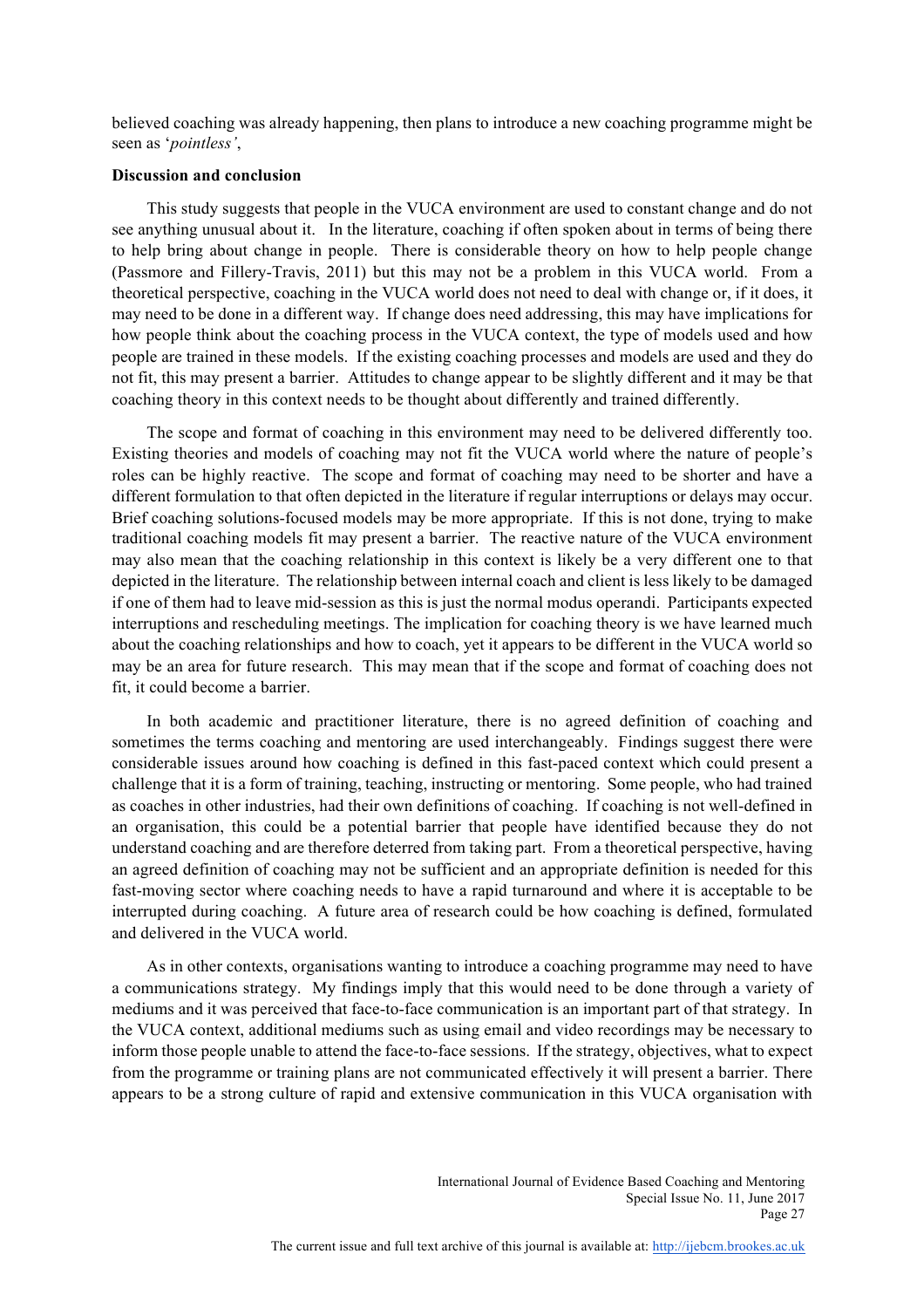believed coaching was already happening, then plans to introduce a new coaching programme might be seen as '*pointless'*,

**Discussion and conclusion**

This study suggests that people in the VUCA environment are used to constant change and do not see anything unusual about it. In the literature, coaching if often spoken about in terms of being there to help bring about change in people. There is considerable theory on how to help people change (Passmore and Fillery-Travis, 2011) but this may not be a problem in this VUCA world. From a theoretical perspective, coaching in the VUCA world does not need to deal with change or, if it does, it may need to be done in a different way. If change does need addressing, this may have implications for how people think about the coaching process in the VUCA context, the type of models used and how people are trained in these models. If the existing coaching processes and models are used and they do not fit, this may present a barrier. Attitudes to change appear to be slightly different and it may be that coaching theory in this context needs to be thought about differently and trained differently.

The scope and format of coaching in this environment may need to be delivered differently too. Existing theories and models of coaching may not fit the VUCA world where the nature of people's roles can be highly reactive. The scope and format of coaching may need to be shorter and have a different formulation to that often depicted in the literature if regular interruptions or delays may occur. Brief coaching solutions-focused models may be more appropriate. If this is not done, trying to make traditional coaching models fit may present a barrier. The reactive nature of the VUCA environment may also mean that the coaching relationship in this context is likely be a very different one to that depicted in the literature. The relationship between internal coach and client is less likely to be damaged if one of them had to leave mid-session as this is just the normal modus operandi. Participants expected interruptions and rescheduling meetings. The implication for coaching theory is we have learned much about the coaching relationships and how to coach, yet it appears to be different in the VUCA world so may be an area for future research. This may mean that if the scope and format of coaching does not fit, it could become a barrier.

In both academic and practitioner literature, there is no agreed definition of coaching and sometimes the terms coaching and mentoring are used interchangeably. Findings suggest there were considerable issues around how coaching is defined in this fast-paced context which could present a challenge that it is a form of training, teaching, instructing or mentoring. Some people, who had trained as coaches in other industries, had their own definitions of coaching. If coaching is not well-defined in an organisation, this could be a potential barrier that people have identified because they do not understand coaching and are therefore deterred from taking part. From a theoretical perspective, having an agreed definition of coaching may not be sufficient and an appropriate definition is needed for this fast-moving sector where coaching needs to have a rapid turnaround and where it is acceptable to be interrupted during coaching. A future area of research could be how coaching is defined, formulated and delivered in the VUCA world.

As in other contexts, organisations wanting to introduce a coaching programme may need to have a communications strategy. My findings imply that this would need to be done through a variety of mediums and it was perceived that face-to-face communication is an important part of that strategy. In the VUCA context, additional mediums such as using email and video recordings may be necessary to inform those people unable to attend the face-to-face sessions. If the strategy, objectives, what to expect from the programme or training plans are not communicated effectively it will present a barrier. There appears to be a strong culture of rapid and extensive communication in this VUCA organisation with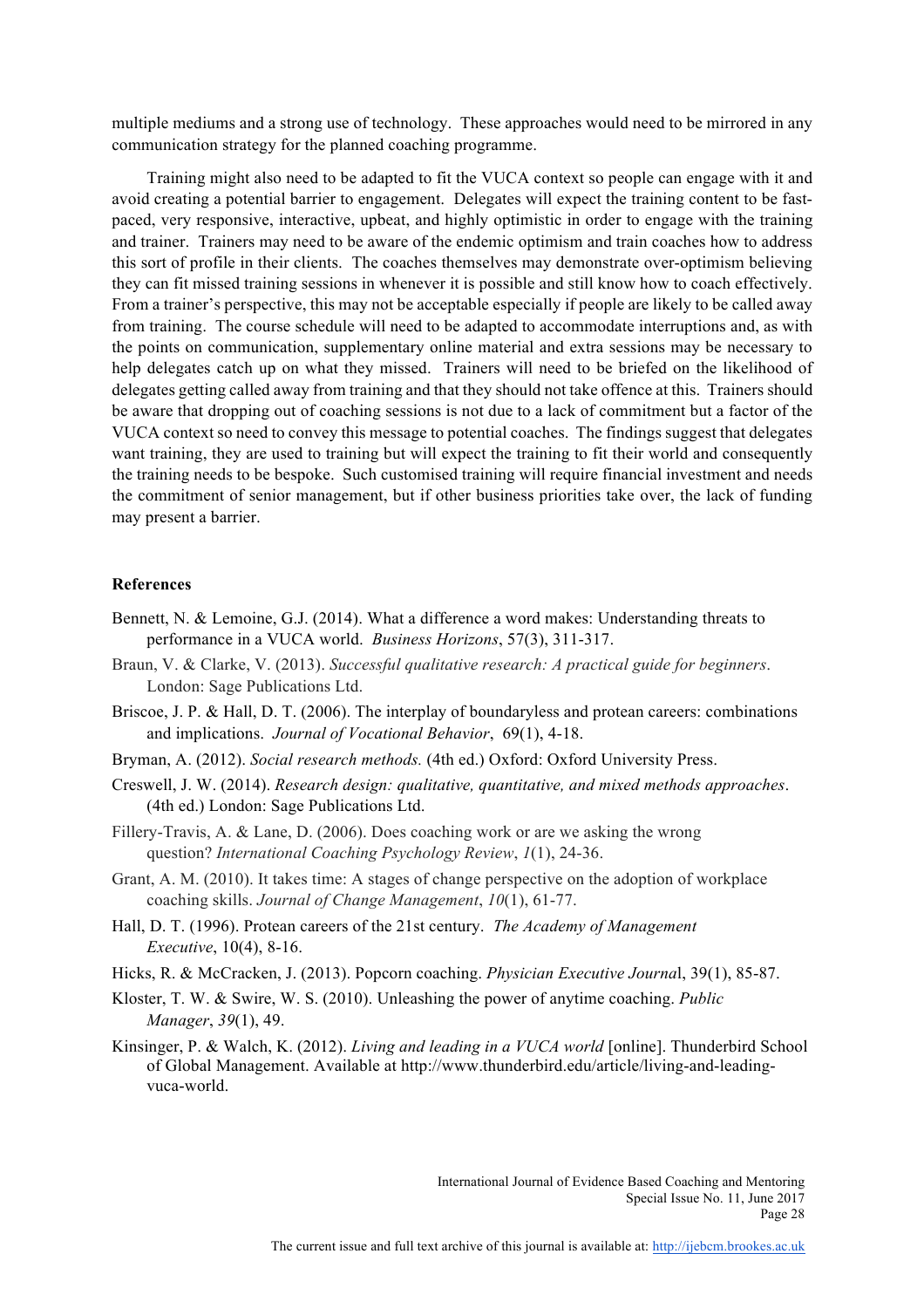multiple mediums and a strong use of technology. These approaches would need to be mirrored in any communication strategy for the planned coaching programme.

Training might also need to be adapted to fit the VUCA context so people can engage with it and avoid creating a potential barrier to engagement. Delegates will expect the training content to be fast-paced, very responsive, interactive, upbeat, and highly optimistic in order to engage with the training and trainer. Trainers may need to be aware of the endemic optimism and train coaches how to address this sort of profile in their clients. The coaches themselves may demonstrate over-optimism believing they can fit missed training sessions in whenever it is possible and still know how to coach effectively. From a trainer's perspective, this may not be acceptable especially if people are likely to be called away from training. The course schedule will need to be adapted to accommodate interruptions and, as with the points on communication, supplementary online material and extra sessions may be necessary to help delegates catch up on what they missed. Trainers will need to be briefed on the likelihood of delegates getting called away from training and that they should not take offence at this. Trainers should be aware that dropping out of coaching sessions is not due to a lack of commitment but a factor of the VUCA context so need to convey this message to potential coaches. The findings suggest that delegates want training, they are used to training but will expect the training to fit their world and consequently the training needs to be bespoke. Such customised training will require financial investment and needs the commitment of senior management, but if other business priorities take over, the lack of funding may present a barrier.

## References

Bennett, N. & Lemoine, G.J. (2014). What a difference a word makes: Understanding threats to performance in a VUCA world. *Business Horizons*, 57(3), 311-317.

Braun, V. & Clarke, V. (2013). *Successful qualitative research: A practical guide for beginners*. London: Sage Publications Ltd.

Briscoe, J. P. & Hall, D. T. (2006). The interplay of boundaryless and protean careers: combinations and implications. *Journal of Vocational Behavior*, 69(1), 4-18.

Bryman, A. (2012). *Social research methods.* (4th ed.) Oxford: Oxford University Press.

Creswell, J. W. (2014). *Research design: qualitative, quantitative, and mixed methods approaches*. (4th ed.) London: Sage Publications Ltd.

Fillery-Travis, A. & Lane, D. (2006). Does coaching work or are we asking the wrong question? *International Coaching Psychology Review*, *1*(1), 24-36.

Grant, A. M. (2010). It takes time: A stages of change perspective on the adoption of workplace coaching skills. *Journal of Change Management*, *10*(1), 61-77.

Hall, D. T. (1996). Protean careers of the 21st century. *The Academy of Management Executive*, 10(4), 8-16.

Hicks, R. & McCracken, J. (2013). Popcorn coaching. *Physician Executive Journa*l, 39(1), 85-87.

Kloster, T. W. & Swire, W. S. (2010). Unleashing the power of anytime coaching. *Public Manager*, *39*(1), 49.

Kinsinger, P. & Walch, K. (2012). *Living and leading in a VUCA world* [online]. Thunderbird School of Global Management. Available at http://www.thunderbird.edu/article/living-and-leading-vuca-world.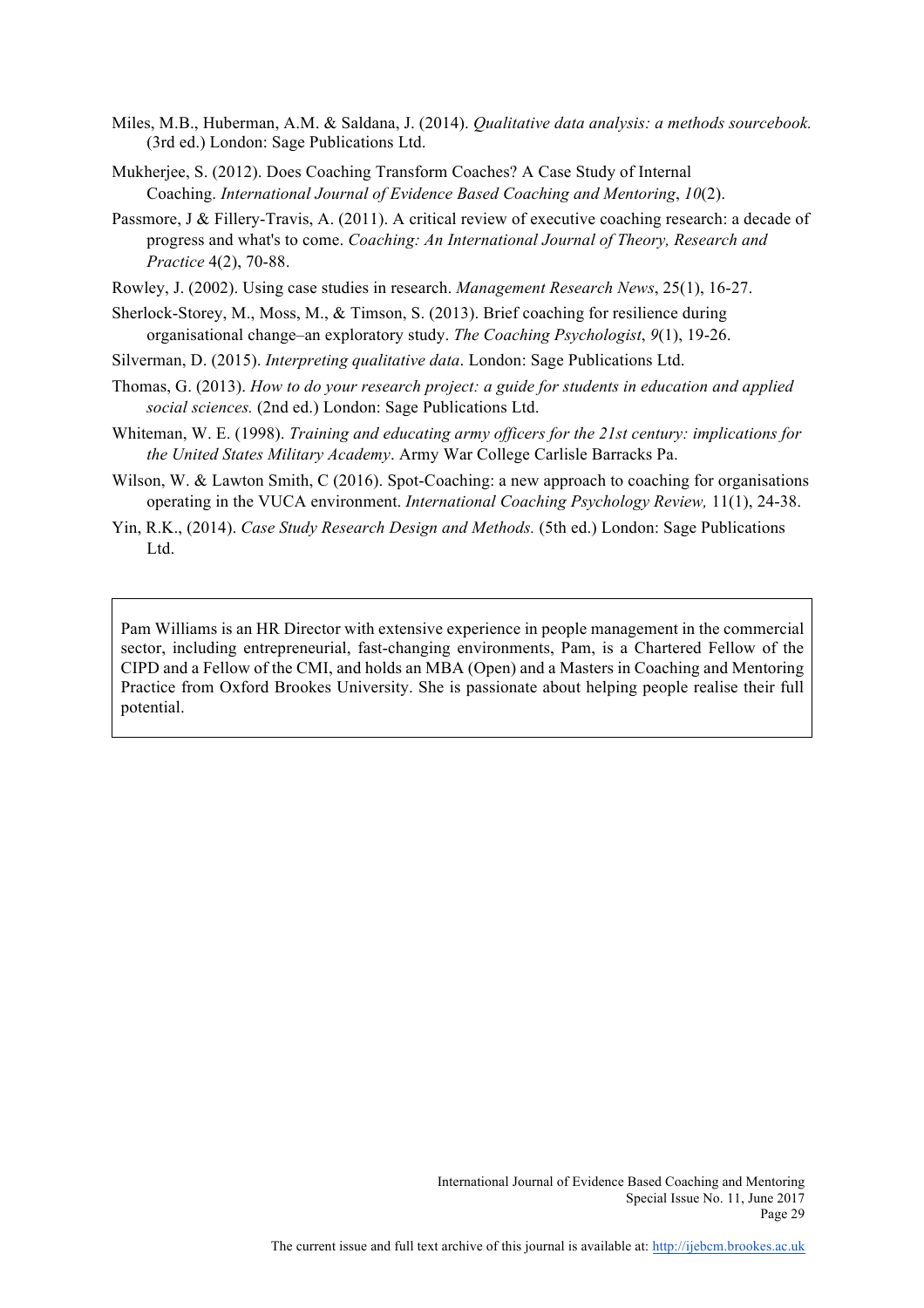Miles, M.B., Huberman, A.M. & Saldana, J. (2014). *Qualitative data analysis: a methods sourcebook.* (3rd ed.) London: Sage Publications Ltd.

Mukherjee, S. (2012). Does Coaching Transform Coaches? A Case Study of Internal Coaching. *International Journal of Evidence Based Coaching and Mentoring*, *10*(2).

Passmore, J & Fillery-Travis, A. (2011). A critical review of executive coaching research: a decade of progress and what's to come. *Coaching: An International Journal of Theory, Research and Practice* 4(2), 70-88.

Rowley, J. (2002). Using case studies in research. *Management Research News*, 25(1), 16-27.

Sherlock-Storey, M., Moss, M., & Timson, S. (2013). Brief coaching for resilience during organisational change–an exploratory study. *The Coaching Psychologist*, *9*(1), 19-26.

Silverman, D. (2015). *Interpreting qualitative data*. London: Sage Publications Ltd.

Thomas, G. (2013). *How to do your research project: a guide for students in education and applied social sciences.* (2nd ed.) London: Sage Publications Ltd.

Whiteman, W. E. (1998). *Training and educating army officers for the 21st century: implications for the United States Military Academy*. Army War College Carlisle Barracks Pa.

Wilson, W. & Lawton Smith, C (2016). Spot-Coaching: a new approach to coaching for organisations operating in the VUCA environment. *International Coaching Psychology Review,* 11(1), 24-38.

Yin, R.K., (2014). *Case Study Research Design and Methods.* (5th ed.) London: Sage Publications Ltd.

Pam Williams is an HR Director with extensive experience in people management in the commercial sector, including entrepreneurial, fast-changing environments, Pam, is a Chartered Fellow of the CIPD and a Fellow of the CMI, and holds an MBA (Open) and a Masters in Coaching and Mentoring Practice from Oxford Brookes University. She is passionate about helping people realise their full potential.